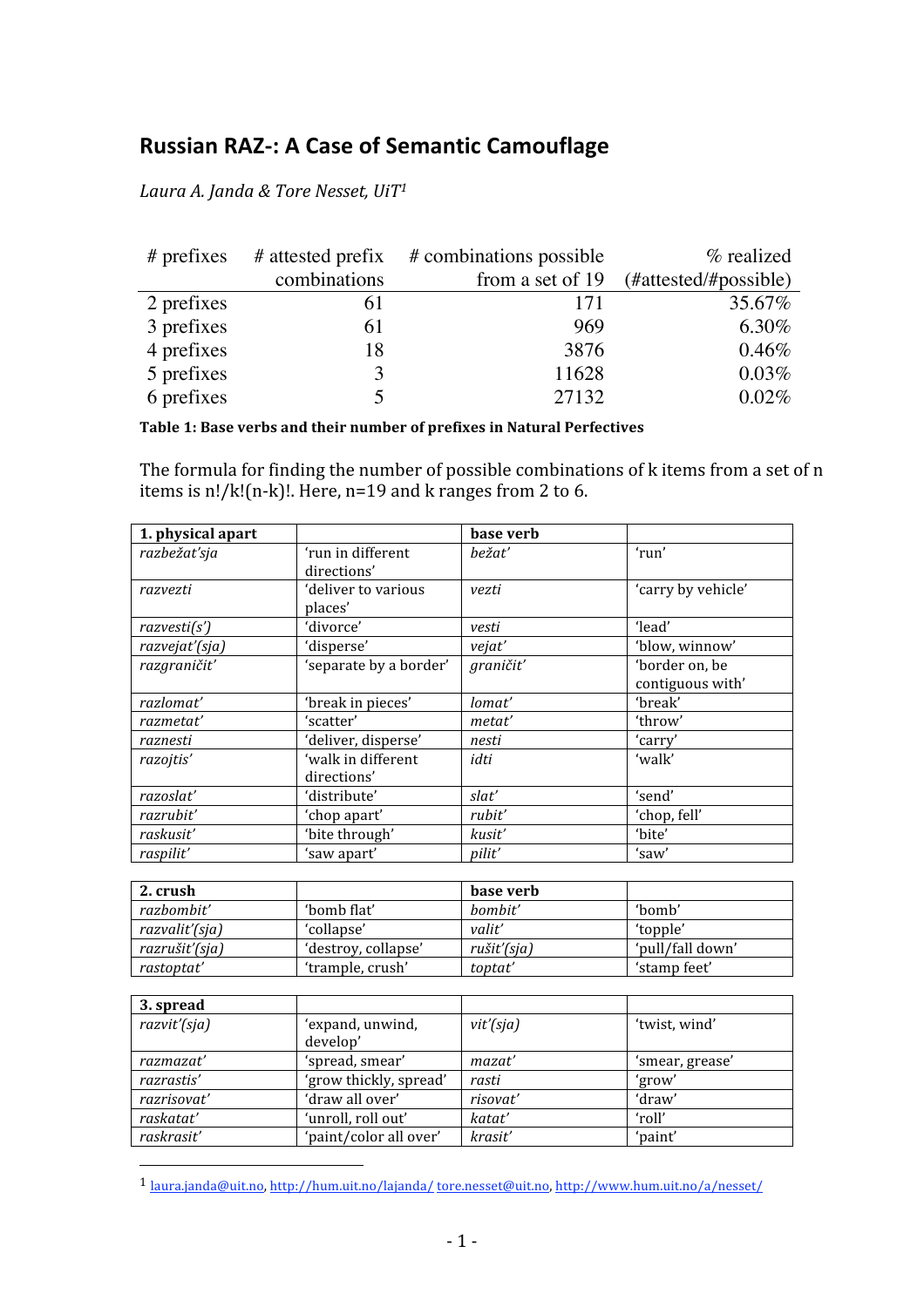# Russian RAZ-: A Case of Semantic Camouflage

*Laura A. Janda & Tore Nesset, UiT*[1]

| # prefixes | # attested prefix combinations | # combinations possible from a set of 19 | % realized (#attested/#possible) |
|---|---|---|---|
| 2 prefixes | 61 | 171 | 35.67% |
| 3 prefixes | 61 | 969 | 6.30% |
| 4 prefixes | 18 | 3876 | 0.46% |
| 5 prefixes | 3 | 11628 | 0.03% |
| 6 prefixes | 5 | 27132 | 0.02% |

**Table 1: Base verbs and their number of prefixes in Natural Perfectives**

The formula for finding the number of possible combinations of k items from a set of n items is $n!/k!(n-k)!$. Here, $n=19$ and k ranges from 2 to 6.

| **1. physical apart** | | **base verb** | |
|---|---|---|---|
| *razbežat'sja* | 'run in different directions' | *bežat'* | 'run' |
| *razvezti* | 'deliver to various places' | *vezti* | 'carry by vehicle' |
| *razvesti(s')* | 'divorce' | *vesti* | 'lead' |
| *razvejat'(sja)* | 'disperse' | *vejat'* | 'blow, winnow' |
| *razgraničit'* | 'separate by a border' | *graničit'* | 'border on, be contiguous with' |
| *razlomat'* | 'break in pieces' | *lomat'* | 'break' |
| *razmetat'* | 'scatter' | *metat'* | 'throw' |
| *raznesti* | 'deliver, disperse' | *nesti* | 'carry' |
| *razojtis'* | 'walk in different directions' | *idti* | 'walk' |
| *razoslat'* | 'distribute' | *slat'* | 'send' |
| *razrubit'* | 'chop apart' | *rubit'* | 'chop, fell' |
| *raskusit'* | 'bite through' | *kusit'* | 'bite' |
| *raspilit'* | 'saw apart' | *pilit'* | 'saw' |

| **2. crush** | | **base verb** | |
|---|---|---|---|
| *razbombit'* | 'bomb flat' | *bombit'* | 'bomb' |
| *razvalit'(sja)* | 'collapse' | *valit'* | 'topple' |
| *razrušit'(sja)* | 'destroy, collapse' | *rušit'(sja)* | 'pull/fall down' |
| *rastoptat'* | 'trample, crush' | *toptat'* | 'stamp feet' |

| **3. spread** | | | |
|---|---|---|---|
| *razvit'(sja)* | 'expand, unwind, develop' | *vit'(sja)* | 'twist, wind' |
| *razmazat'* | 'spread, smear' | *mazat'* | 'smear, grease' |
| *razrastis'* | 'grow thickly, spread' | *rasti* | 'grow' |
| *razrisovat'* | 'draw all over' | *risovat'* | 'draw' |
| *raskatat'* | 'unroll, roll out' | *katat'* | 'roll' |
| *raskrasit'* | 'paint/color all over' | *krasit'* | 'paint' |

[1] laura.janda@uit.no, http://hum.uit.no/lajanda/ tore.nesset@uit.no, http://www.hum.uit.no/a/nesset/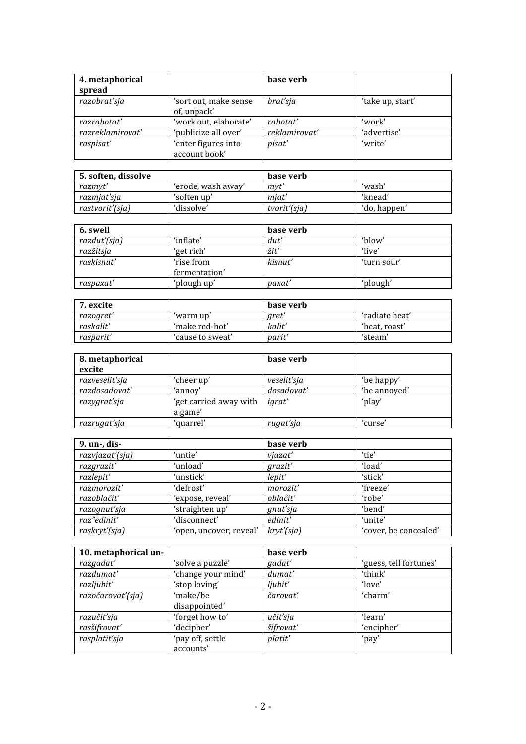| **4. metaphorical spread** | | **base verb** | |
|---|---|---|---|
| *razobrat'sja* | 'sort out, make sense of, unpack' | *brat'sja* | 'take up, start' |
| *razrabotat'* | 'work out, elaborate' | *rabotat'* | 'work' |
| *razreklamirovat'* | 'publicize all over' | *reklamirovat'* | 'advertise' |
| *raspisat'* | 'enter figures into account book' | *pisat'* | 'write' |

| **5. soften, dissolve** | | **base verb** | |
|---|---|---|---|
| *razmyt'* | 'erode, wash away' | *myt'* | 'wash' |
| *razmjat'sja* | 'soften up' | *mjat'* | 'knead' |
| *rastvorit'(sja)* | 'dissolve' | *tvorit'(sja)* | 'do, happen' |

| **6. swell** | | **base verb** | |
|---|---|---|---|
| *razdut'(sja)* | 'inflate' | *dut'* | 'blow' |
| *razžitsja* | 'get rich' | *žit'* | 'live' |
| *raskisnut'* | 'rise from fermentation' | *kisnut'* | 'turn sour' |
| *raspaxat'* | 'plough up' | *paxat'* | 'plough' |

| **7. excite** | | **base verb** | |
|---|---|---|---|
| *razogret'* | 'warm up' | *gret'* | 'radiate heat' |
| *raskalit'* | 'make red-hot' | *kalit'* | 'heat, roast' |
| *rasparit'* | 'cause to sweat' | *parit'* | 'steam' |

| **8. metaphorical excite** | | **base verb** | |
|---|---|---|---|
| *razveselit'sja* | 'cheer up' | *veselit'sja* | 'be happy' |
| *razdosadovat'* | 'annoy' | *dosadovat'* | 'be annoyed' |
| *razygrat'sja* | 'get carried away with a game' | *igrat'* | 'play' |
| *razrugat'sja* | 'quarrel' | *rugat'sja* | 'curse' |

| **9. un-, dis-** | | **base verb** | |
|---|---|---|---|
| *razvjazat'(sja)* | 'untie' | *vjazat'* | 'tie' |
| *razgruzit'* | 'unload' | *gruzit'* | 'load' |
| *razlepit'* | 'unstick' | *lepit'* | 'stick' |
| *razmorozit'* | 'defrost' | *morozit'* | 'freeze' |
| *razoblačit'* | 'expose, reveal' | *oblačit'* | 'robe' |
| *razognut'sja* | 'straighten up' | *gnut'sja* | 'bend' |
| *raz"edinit'* | 'disconnect' | *edinit'* | 'unite' |
| *raskryt'(sja)* | 'open, uncover, reveal' | *kryt'(sja)* | 'cover, be concealed' |

| **10. metaphorical un-** | | **base verb** | |
|---|---|---|---|
| *razgadat'* | 'solve a puzzle' | *gadat'* | 'guess, tell fortunes' |
| *razdumat'* | 'change your mind' | *dumat'* | 'think' |
| *razljubit'* | 'stop loving' | *ljubit'* | 'love' |
| *razočarovat'(sja)* | 'make/be disappointed' | *čarovat'* | 'charm' |
| *razučit'sja* | 'forget how to' | *učit'sja* | 'learn' |
| *rasšifrovat'* | 'decipher' | *šifrovat'* | 'encipher' |
| *rasplatit'sja* | 'pay off, settle accounts' | *platit'* | 'pay' |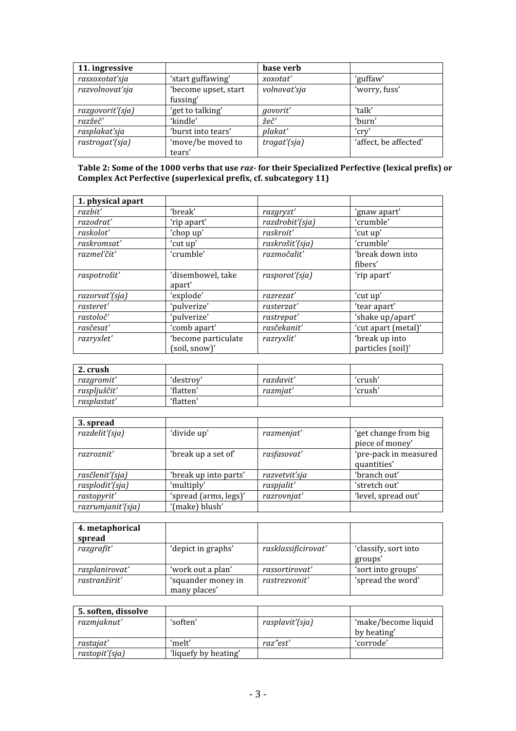| **11. ingressive** | | **base verb** | |
|---|---|---|---|
| *rasxoxotat'sja* | 'start guffawing' | *xoxotat'* | 'guffaw' |
| *razvolnovat'sja* | 'become upset, start fussing' | *volnovat'sja* | 'worry, fuss' |
| *razgovorit'(sja)* | 'get to talking' | *govorit'* | 'talk' |
| *razžeč'* | 'kindle' | *žeč'* | 'burn' |
| *rasplakat'sja* | 'burst into tears' | *plakat'* | 'cry' |
| *rastrogat'(sja)* | 'move/be moved to tears' | *trogat'(sja)* | 'affect, be affected' |

**Table 2: Some of the 1000 verbs that use *raz-* for their Specialized Perfective (lexical prefix) or Complex Act Perfective (superlexical prefix, cf. subcategory 11)**

| **1. physical apart** | | | |
|---|---|---|---|
| *razbit'* | 'break' | *razgryzt'* | 'gnaw apart' |
| *razodrat'* | 'rip apart' | *razdrobit'(sja)* | 'crumble' |
| *raskolot'* | 'chop up' | *raskroit'* | 'cut up' |
| *raskromsat'* | 'cut up' | *raskrošit'(sja)* | 'crumble' |
| *razmel'čit'* | 'crumble' | *razmočalit'* | 'break down into fibers' |
| *raspotrošit'* | 'disembowel, take apart' | *rasporot'(sja)* | 'rip apart' |
| *razorvat'(sja)* | 'explode' | *razrezat'* | 'cut up' |
| *rasteret'* | 'pulverize' | *rasterzat'* | 'tear apart' |
| *rastoloč'* | 'pulverize' | *rastrepat'* | 'shake up/apart' |
| *rasčesat'* | 'comb apart' | *rasčekanit'* | 'cut apart (metal)' |
| *razryxlet'* | 'become particulate (soil, snow)' | *razryxlit'* | 'break up into particles (soil)' |

| **2. crush** | | | |
|---|---|---|---|
| *razgromit'* | 'destroy' | *razdavit'* | 'crush' |
| *raspljuščit'* | 'flatten' | *razmjat'* | 'crush' |
| *rasplastat'* | 'flatten' | | |

| **3. spread** | | | |
|---|---|---|---|
| *razdelit'(sja)* | 'divide up' | *razmenjat'* | 'get change from big piece of money' |
| *razroznit'* | 'break up a set of' | *rasfasovat'* | 'pre-pack in measured quantities' |
| *rasčlenit'(sja)* | 'break up into parts' | *razvetvit'sja* | 'branch out' |
| *rasplodit'(sja)* | 'multiply' | *raspjalit'* | 'stretch out' |
| *rastopyrit'* | 'spread (arms, legs)' | *razrovnjat'* | 'level, spread out' |
| *razrumjanit'(sja)* | '(make) blush' | | |

| **4. metaphorical spread** | | | |
|---|---|---|---|
| *razgrafit'* | 'depict in graphs' | *rasklassificirovat'* | 'classify, sort into groups' |
| *rasplanirovat'* | 'work out a plan' | *rassortirovat'* | 'sort into groups' |
| *rastranžirit'* | 'squander money in many places' | *rastrezvonit'* | 'spread the word' |

| **5. soften, dissolve** | | | |
|---|---|---|---|
| *razmjaknut'* | 'soften' | *rasplavit'(sja)* | 'make/become liquid by heating' |
| *rastajat'* | 'melt' | *raz"est'* | 'corrode' |
| *rastopit'(sja)* | 'liquefy by heating' | | |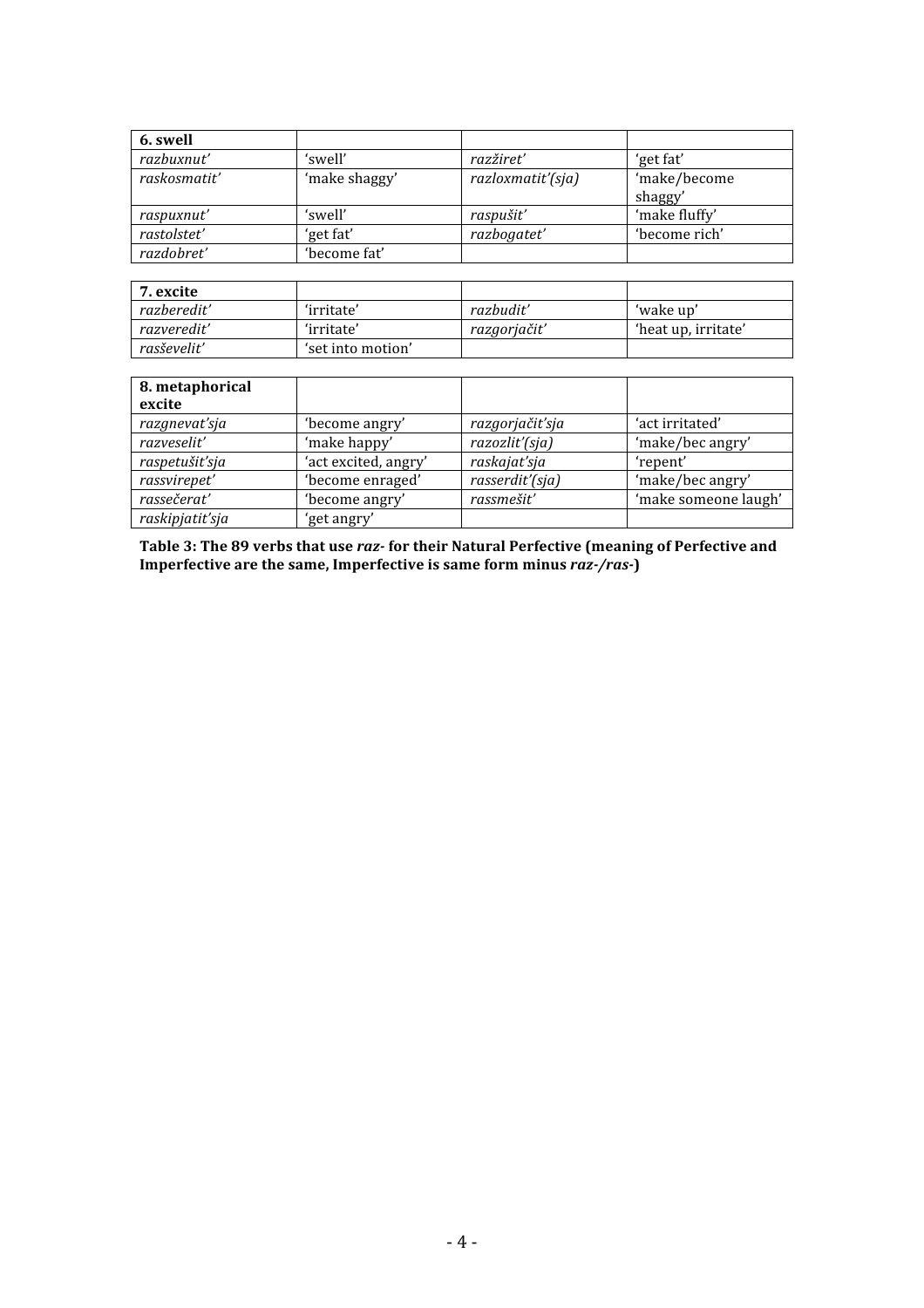| **6. swell** | | | |
|---|---|---|---|
| *razbuxnut'* | 'swell' | *razžiret'* | 'get fat' |
| *raskosmatit'* | 'make shaggy' | *razloxmatit'(sja)* | 'make/become shaggy' |
| *raspuxnut'* | 'swell' | *raspušit'* | 'make fluffy' |
| *rastolstet'* | 'get fat' | *razbogatet'* | 'become rich' |
| *razdobret'* | 'become fat' | | |

| **7. excite** | | | |
|---|---|---|---|
| *razberedit'* | 'irritate' | *razbudit'* | 'wake up' |
| *razveredit'* | 'irritate' | *razgorjačit'* | 'heat up, irritate' |
| *rasševelit'* | 'set into motion' | | |

| **8. metaphorical excite** | | | |
|---|---|---|---|
| *razgnevat'sja* | 'become angry' | *razgorjačit'sja* | 'act irritated' |
| *razveselit'* | 'make happy' | *razozlit'(sja)* | 'make/bec angry' |
| *raspetušit'sja* | 'act excited, angry' | *raskajat'sja* | 'repent' |
| *rassvirepet'* | 'become enraged' | *rasserdit'(sja)* | 'make/bec angry' |
| *rassečerat'* | 'become angry' | *rassmešit'* | 'make someone laugh' |
| *raskipjatit'sja* | 'get angry' | | |

**Table 3: The 89 verbs that use *raz-* for their Natural Perfective (meaning of Perfective and Imperfective are the same, Imperfective is same form minus *raz-/ras-*)**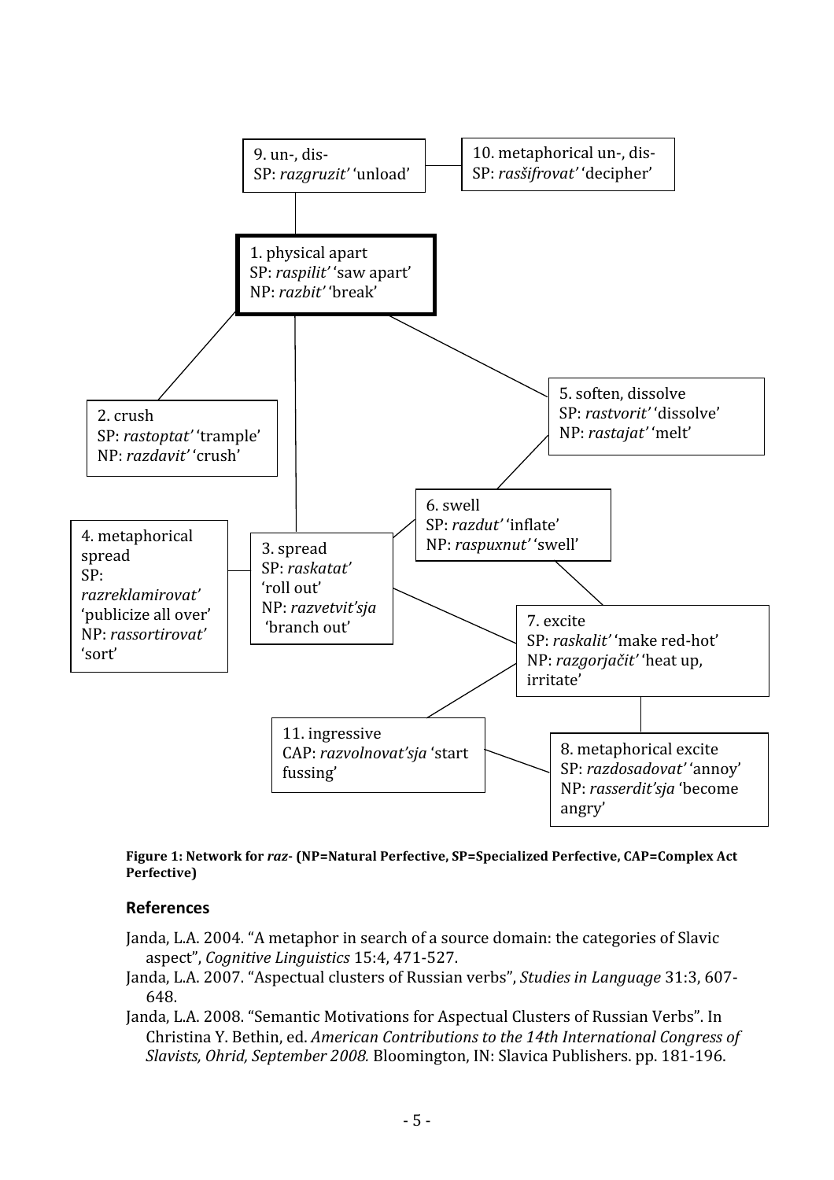9. un-, dis-
SP: *razgruzit'* 'unload'

10. metaphorical un-, dis-
SP: *rasšifrovat'* 'decipher'

1. physical apart
SP: *raspilit'* 'saw apart'
NP: *razbit'* 'break'

2. crush
SP: *rastoptat'* 'trample'
NP: *razdavit'* 'crush'

5. soften, dissolve
SP: *rastvorit'* 'dissolve'
NP: *rastajat'* 'melt'

6. swell
SP: *razdut'* 'inflate'
NP: *raspuxnut'* 'swell'

4. metaphorical spread
SP: *razreklamirovat'* 'publicize all over'
NP: *rassortirovat'* 'sort'

3. spread
SP: *raskatat'* 'roll out'
NP: *razvetvit'sja* 'branch out'

7. excite
SP: *raskalit'* 'make red-hot'
NP: *razgorjačit'* 'heat up, irritate'

11. ingressive
CAP: *razvolnovat'sja* 'start fussing'

8. metaphorical excite
SP: *razdosadovat'* 'annoy'
NP: *rasserdit'sja* 'become angry'

**Figure 1: Network for *raz-* (NP=Natural Perfective, SP=Specialized Perfective, CAP=Complex Act Perfective)**

## References

Janda, L.A. 2004. "A metaphor in search of a source domain: the categories of Slavic aspect", *Cognitive Linguistics* 15:4, 471-527.

Janda, L.A. 2007. "Aspectual clusters of Russian verbs", *Studies in Language* 31:3, 607-648.

Janda, L.A. 2008. "Semantic Motivations for Aspectual Clusters of Russian Verbs". In Christina Y. Bethin, ed. *American Contributions to the 14th International Congress of Slavists, Ohrid, September 2008.* Bloomington, IN: Slavica Publishers. pp. 181-196.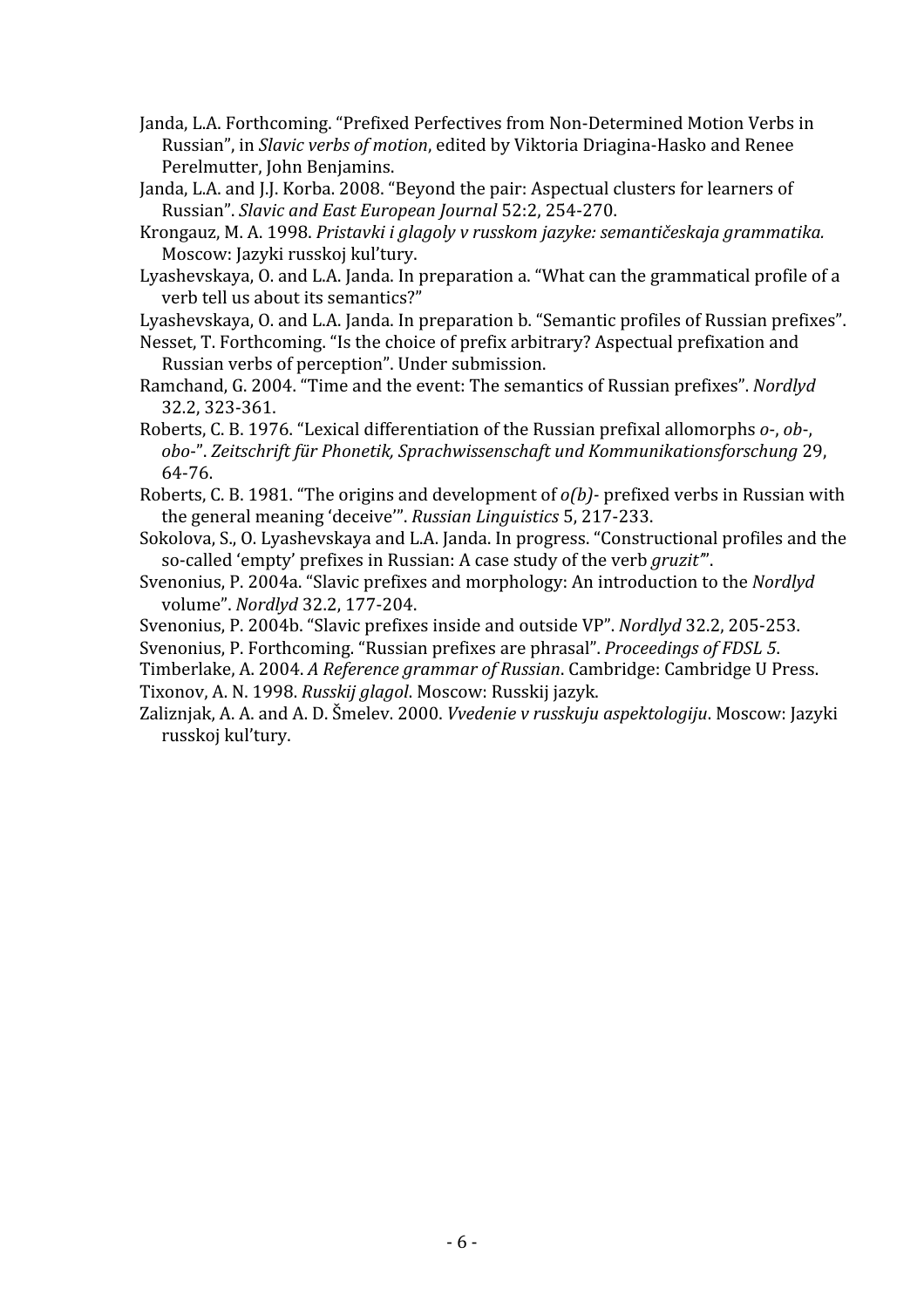Janda, L.A. Forthcoming. “Prefixed Perfectives from Non-Determined Motion Verbs in Russian”, in *Slavic verbs of motion*, edited by Viktoria Driagina-Hasko and Renee Perelmutter, John Benjamins.

Janda, L.A. and J.J. Korba. 2008. “Beyond the pair: Aspectual clusters for learners of Russian”. *Slavic and East European Journal* 52:2, 254-270.

Krongauz, M. A. 1998. *Pristavki i glagoly v russkom jazyke: semantičeskaja grammatika.* Moscow: Jazyki russkoj kul’tury.

Lyashevskaya, O. and L.A. Janda. In preparation a. “What can the grammatical profile of a verb tell us about its semantics?”

Lyashevskaya, O. and L.A. Janda. In preparation b. “Semantic profiles of Russian prefixes”.

Nesset, T. Forthcoming. “Is the choice of prefix arbitrary? Aspectual prefixation and Russian verbs of perception”. Under submission.

Ramchand, G. 2004. “Time and the event: The semantics of Russian prefixes”. *Nordlyd* 32.2, 323-361.

Roberts, C. B. 1976. “Lexical differentiation of the Russian prefixal allomorphs *o-*, *ob-*, *obo-*”. *Zeitschrift für Phonetik, Sprachwissenschaft und Kommunikationsforschung* 29, 64-76.

Roberts, C. B. 1981. “The origins and development of *o(b)-* prefixed verbs in Russian with the general meaning ‘deceive’”. *Russian Linguistics* 5, 217-233.

Sokolova, S., O. Lyashevskaya and L.A. Janda. In progress. “Constructional profiles and the so-called ‘empty’ prefixes in Russian: A case study of the verb *gruzit’*”.

Svenonius, P. 2004a. “Slavic prefixes and morphology: An introduction to the *Nordlyd* volume”. *Nordlyd* 32.2, 177-204.

Svenonius, P. 2004b. “Slavic prefixes inside and outside VP”. *Nordlyd* 32.2, 205-253.

Svenonius, P. Forthcoming. “Russian prefixes are phrasal”. *Proceedings of FDSL 5*.

Timberlake, A. 2004. *A Reference grammar of Russian*. Cambridge: Cambridge U Press.

Tixonov, A. N. 1998. *Russkij glagol*. Moscow: Russkij jazyk.

Zaliznjak, A. A. and A. D. Šmelev. 2000. *Vvedenie v russkuju aspektologiju*. Moscow: Jazyki russkoj kul’tury.